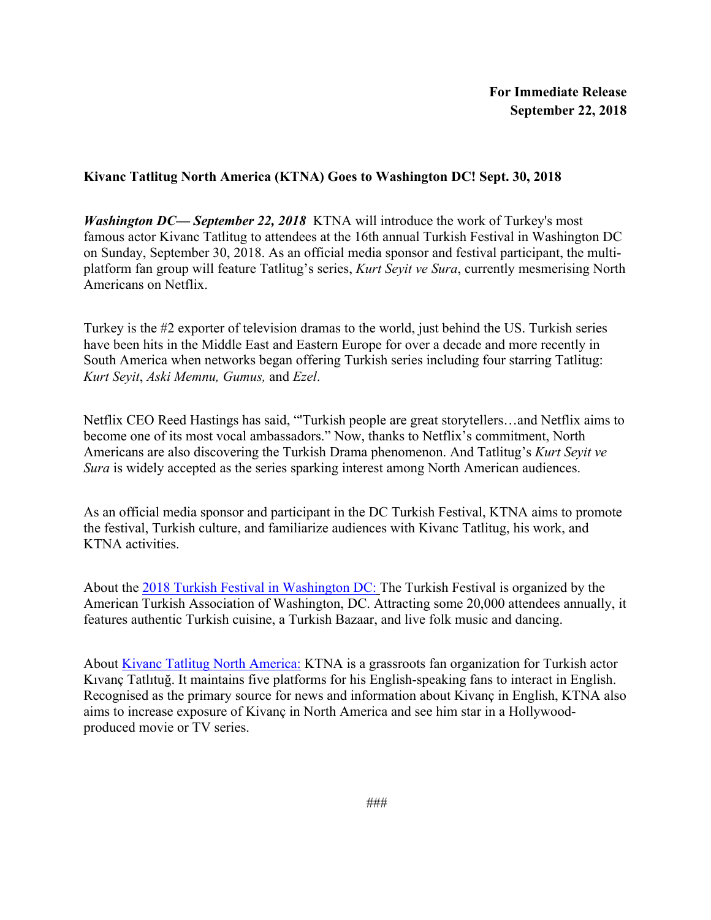**For Immediate Release**
**September 22, 2018**

**Kivanc Tatlitug North America (KTNA) Goes to Washington DC! Sept. 30, 2018**

***Washington DC— September 22, 2018*** KTNA will introduce the work of Turkey's most famous actor Kivanc Tatlitug to attendees at the 16th annual Turkish Festival in Washington DC on Sunday, September 30, 2018. As an official media sponsor and festival participant, the multi-platform fan group will feature Tatlitug's series, *Kurt Seyit ve Sura*, currently mesmerising North Americans on Netflix.

Turkey is the #2 exporter of television dramas to the world, just behind the US. Turkish series have been hits in the Middle East and Eastern Europe for over a decade and more recently in South America when networks began offering Turkish series including four starring Tatlitug: *Kurt Seyit*, *Aski Memnu, Gumus,* and *Ezel*.

Netflix CEO Reed Hastings has said, "'Turkish people are great storytellers…and Netflix aims to become one of its most vocal ambassadors." Now, thanks to Netflix's commitment, North Americans are also discovering the Turkish Drama phenomenon. And Tatlitug's *Kurt Seyit ve Sura* is widely accepted as the series sparking interest among North American audiences.

As an official media sponsor and participant in the DC Turkish Festival, KTNA aims to promote the festival, Turkish culture, and familiarize audiences with Kivanc Tatlitug, his work, and KTNA activities.

About the 2018 Turkish Festival in Washington DC: The Turkish Festival is organized by the American Turkish Association of Washington, DC. Attracting some 20,000 attendees annually, it features authentic Turkish cuisine, a Turkish Bazaar, and live folk music and dancing.

About Kivanc Tatlitug North America: KTNA is a grassroots fan organization for Turkish actor Kıvanç Tatlıtuğ. It maintains five platforms for his English-speaking fans to interact in English. Recognised as the primary source for news and information about Kivanç in English, KTNA also aims to increase exposure of Kivanç in North America and see him star in a Hollywood-produced movie or TV series.

###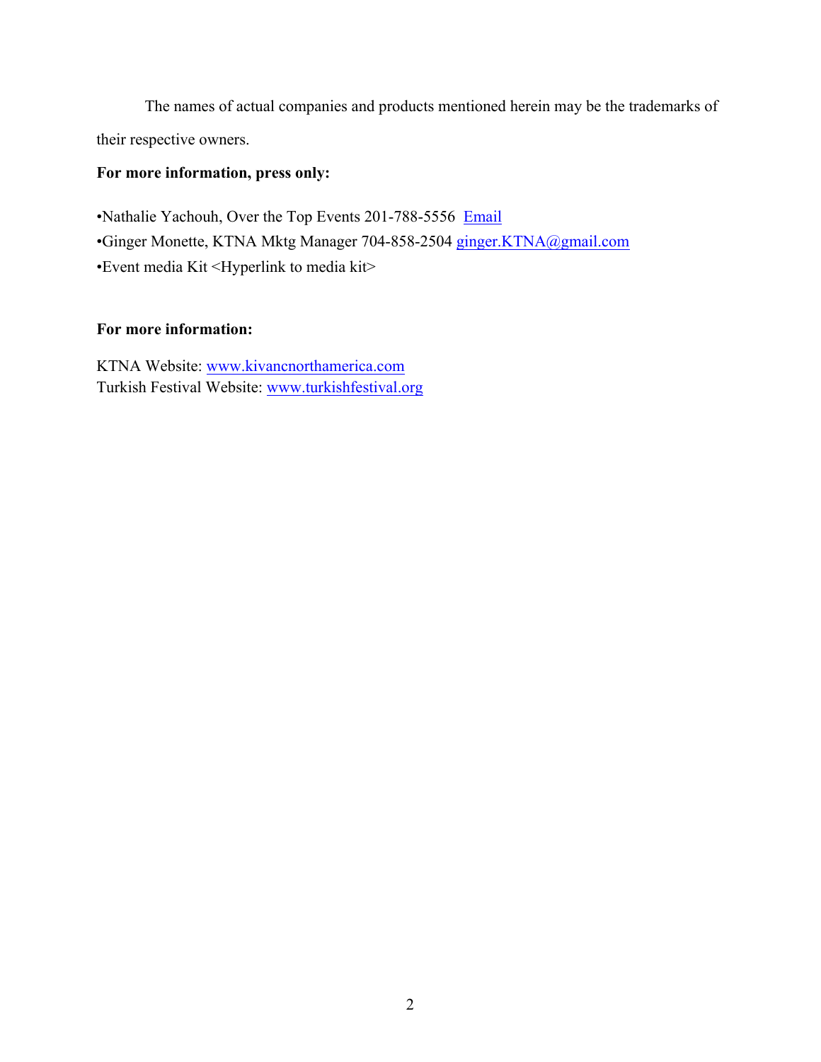The names of actual companies and products mentioned herein may be the trademarks of their respective owners.

**For more information, press only:**

•Nathalie Yachouh, Over the Top Events 201-788-5556 Email
•Ginger Monette, KTNA Mktg Manager 704-858-2504 ginger.KTNA@gmail.com
•Event media Kit <Hyperlink to media kit>

**For more information:**

KTNA Website: www.kivancnorthamerica.com
Turkish Festival Website: www.turkishfestival.org